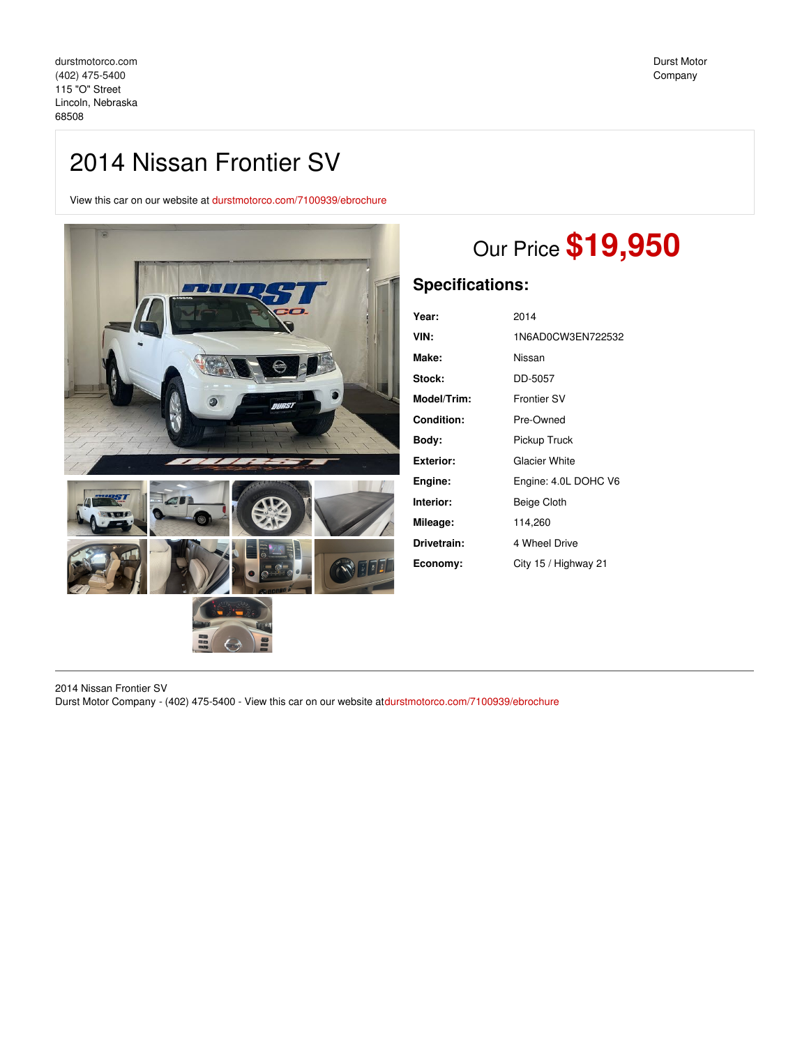durstmotorco.com
(402) 475-5400
115 "O" Street
Lincoln, Nebraska
68508

Durst Motor Company

# 2014 Nissan Frontier SV

View this car on our website at durstmotorco.com/7100939/ebrochure

Our Price **$19,950**

## Specifications:

| | |
|---|---|
| **Year:** | 2014 |
| **VIN:** | 1N6AD0CW3EN722532 |
| **Make:** | Nissan |
| **Stock:** | DD-5057 |
| **Model/Trim:** | Frontier SV |
| **Condition:** | Pre-Owned |
| **Body:** | Pickup Truck |
| **Exterior:** | Glacier White |
| **Engine:** | Engine: 4.0L DOHC V6 |
| **Interior:** | Beige Cloth |
| **Mileage:** | 114,260 |
| **Drivetrain:** | 4 Wheel Drive |
| **Economy:** | City 15 / Highway 21 |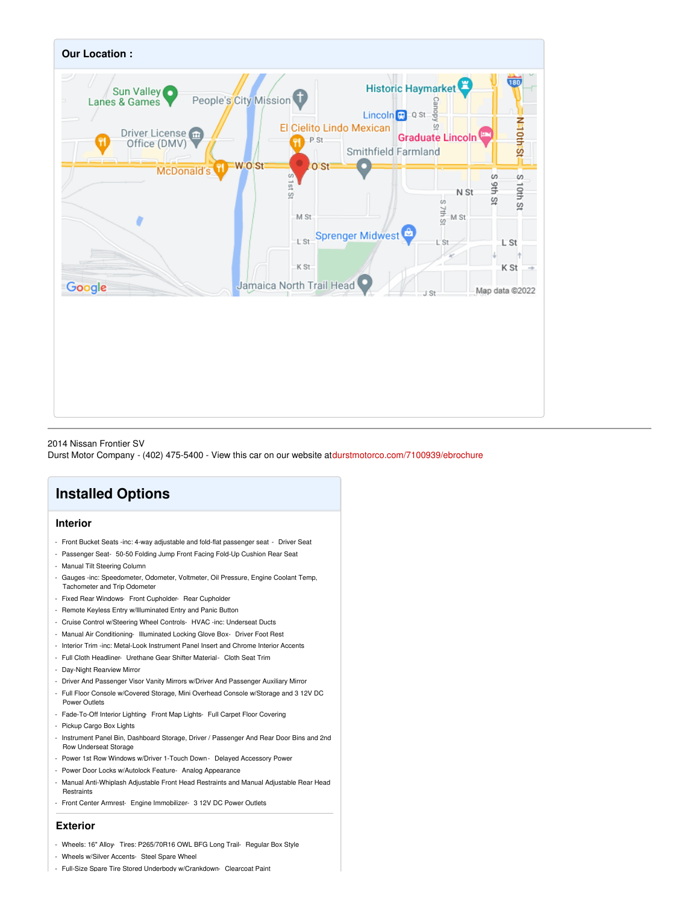## Our Location :

2014 Nissan Frontier SV
Durst Motor Company - (402) 475-5400 - View this car on our website atdurstmotorco.com/7100939/ebrochure

# Installed Options

## Interior

- Front Bucket Seats -inc: 4-way adjustable and fold-flat passenger seat - Driver Seat
- Passenger Seat- 50-50 Folding Jump Front Facing Fold-Up Cushion Rear Seat
- Manual Tilt Steering Column
- Gauges -inc: Speedometer, Odometer, Voltmeter, Oil Pressure, Engine Coolant Temp, Tachometer and Trip Odometer
- Fixed Rear Windows- Front Cupholder- Rear Cupholder
- Remote Keyless Entry w/Illuminated Entry and Panic Button
- Cruise Control w/Steering Wheel Controls- HVAC -inc: Underseat Ducts
- Manual Air Conditioning- Illuminated Locking Glove Box- Driver Foot Rest
- Interior Trim -inc: Metal-Look Instrument Panel Insert and Chrome Interior Accents
- Full Cloth Headliner- Urethane Gear Shifter Material- Cloth Seat Trim
- Day-Night Rearview Mirror
- Driver And Passenger Visor Vanity Mirrors w/Driver And Passenger Auxiliary Mirror
- Full Floor Console w/Covered Storage, Mini Overhead Console w/Storage and 3 12V DC Power Outlets
- Fade-To-Off Interior Lighting- Front Map Lights- Full Carpet Floor Covering
- Pickup Cargo Box Lights
- Instrument Panel Bin, Dashboard Storage, Driver / Passenger And Rear Door Bins and 2nd Row Underseat Storage
- Power 1st Row Windows w/Driver 1-Touch Down - Delayed Accessory Power
- Power Door Locks w/Autolock Feature- Analog Appearance
- Manual Anti-Whiplash Adjustable Front Head Restraints and Manual Adjustable Rear Head Restraints
- Front Center Armrest- Engine Immobilizer- 3 12V DC Power Outlets

## Exterior

- Wheels: 16" Alloy- Tires: P265/70R16 OWL BFG Long Trail- Regular Box Style
- Wheels w/Silver Accents- Steel Spare Wheel
- Full-Size Spare Tire Stored Underbody w/Crankdown- Clearcoat Paint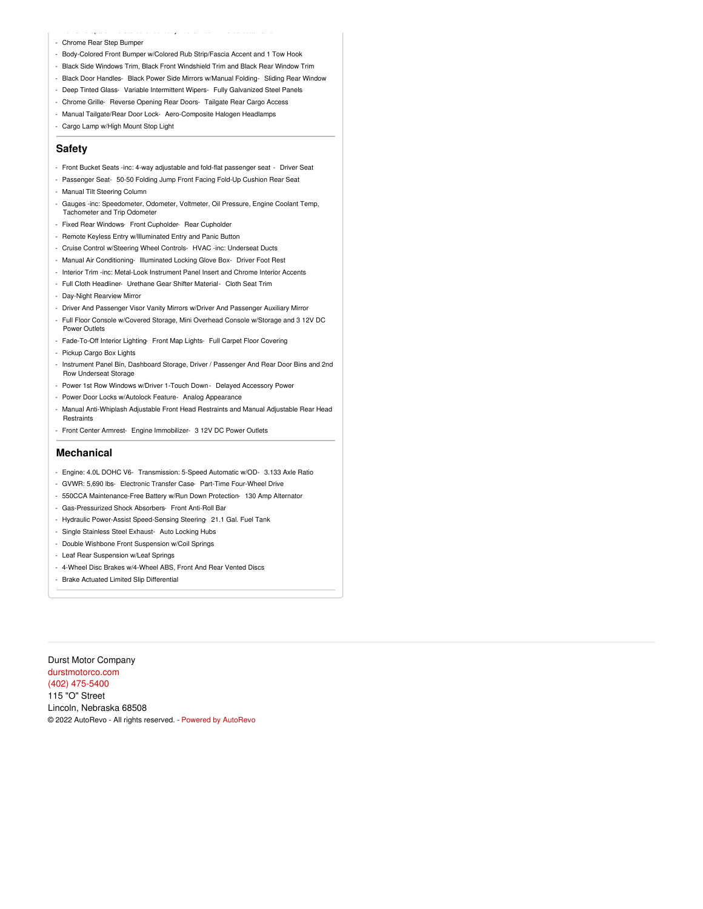- Chrome Rear Step Bumper
- Body-Colored Front Bumper w/Colored Rub Strip/Fascia Accent and 1 Tow Hook
- Black Side Windows Trim, Black Front Windshield Trim and Black Rear Window Trim
- Black Door Handles- Black Power Side Mirrors w/Manual Folding- Sliding Rear Window
- Deep Tinted Glass- Variable Intermittent Wipers- Fully Galvanized Steel Panels
- Chrome Grille- Reverse Opening Rear Doors- Tailgate Rear Cargo Access
- Manual Tailgate/Rear Door Lock- Aero-Composite Halogen Headlamps
- Cargo Lamp w/High Mount Stop Light

## Safety

- Front Bucket Seats -inc: 4-way adjustable and fold-flat passenger seat - Driver Seat
- Passenger Seat- 50-50 Folding Jump Front Facing Fold-Up Cushion Rear Seat
- Manual Tilt Steering Column
- Gauges -inc: Speedometer, Odometer, Voltmeter, Oil Pressure, Engine Coolant Temp, Tachometer and Trip Odometer
- Fixed Rear Windows- Front Cupholder- Rear Cupholder
- Remote Keyless Entry w/Illuminated Entry and Panic Button
- Cruise Control w/Steering Wheel Controls- HVAC -inc: Underseat Ducts
- Manual Air Conditioning- Illuminated Locking Glove Box- Driver Foot Rest
- Interior Trim -inc: Metal-Look Instrument Panel Insert and Chrome Interior Accents
- Full Cloth Headliner- Urethane Gear Shifter Material- Cloth Seat Trim
- Day-Night Rearview Mirror
- Driver And Passenger Visor Vanity Mirrors w/Driver And Passenger Auxiliary Mirror
- Full Floor Console w/Covered Storage, Mini Overhead Console w/Storage and 3 12V DC Power Outlets
- Fade-To-Off Interior Lighting- Front Map Lights- Full Carpet Floor Covering
- Pickup Cargo Box Lights
- Instrument Panel Bin, Dashboard Storage, Driver / Passenger And Rear Door Bins and 2nd Row Underseat Storage
- Power 1st Row Windows w/Driver 1-Touch Down- Delayed Accessory Power
- Power Door Locks w/Autolock Feature- Analog Appearance
- Manual Anti-Whiplash Adjustable Front Head Restraints and Manual Adjustable Rear Head Restraints
- Front Center Armrest- Engine Immobilizer- 3 12V DC Power Outlets

## Mechanical

- Engine: 4.0L DOHC V6- Transmission: 5-Speed Automatic w/OD- 3.133 Axle Ratio
- GVWR: 5,690 lbs- Electronic Transfer Case- Part-Time Four-Wheel Drive
- 550CCA Maintenance-Free Battery w/Run Down Protection- 130 Amp Alternator
- Gas-Pressurized Shock Absorbers- Front Anti-Roll Bar
- Hydraulic Power-Assist Speed-Sensing Steering- 21.1 Gal. Fuel Tank
- Single Stainless Steel Exhaust- Auto Locking Hubs
- Double Wishbone Front Suspension w/Coil Springs
- Leaf Rear Suspension w/Leaf Springs
- 4-Wheel Disc Brakes w/4-Wheel ABS, Front And Rear Vented Discs
- Brake Actuated Limited Slip Differential

---

Durst Motor Company
durstmotorco.com
(402) 475-5400
115 "O" Street
Lincoln, Nebraska 68508
© 2022 AutoRevo - All rights reserved. - Powered by AutoRevo